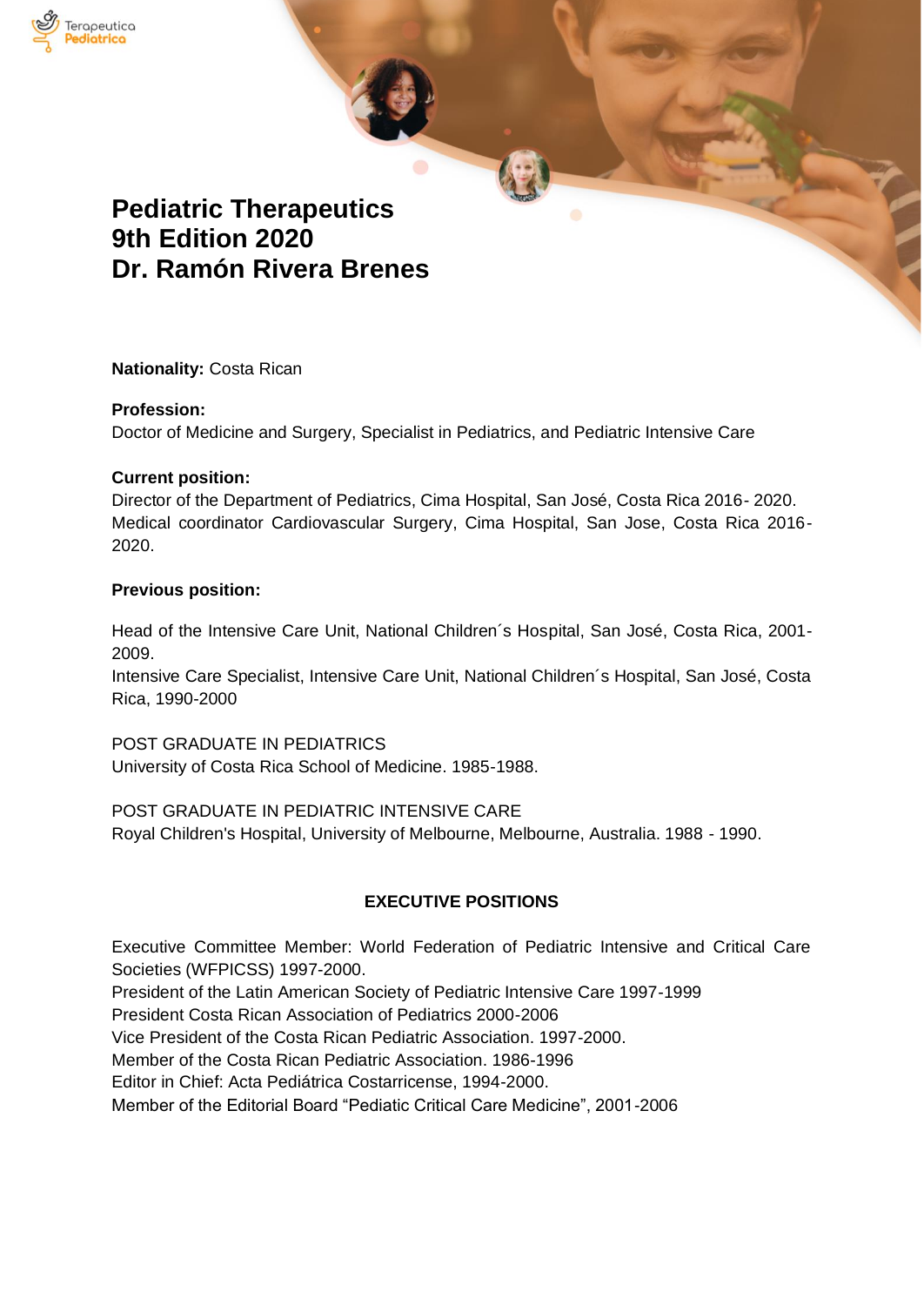# Pediatric Therapeutics
# 9th Edition 2020
# Dr. Ramón Rivera Brenes

**Nationality:** Costa Rican

**Profession:**
Doctor of Medicine and Surgery, Specialist in Pediatrics, and Pediatric Intensive Care

**Current position:**
Director of the Department of Pediatrics, Cima Hospital, San José, Costa Rica 2016- 2020.
Medical coordinator Cardiovascular Surgery, Cima Hospital, San Jose, Costa Rica 2016-2020.

**Previous position:**

Head of the Intensive Care Unit, National Children´s Hospital, San José, Costa Rica, 2001-2009.
Intensive Care Specialist, Intensive Care Unit, National Children´s Hospital, San José, Costa Rica, 1990-2000

POST GRADUATE IN PEDIATRICS
University of Costa Rica School of Medicine. 1985-1988.

POST GRADUATE IN PEDIATRIC INTENSIVE CARE
Royal Children's Hospital, University of Melbourne, Melbourne, Australia. 1988 - 1990.

**EXECUTIVE POSITIONS**

Executive Committee Member: World Federation of Pediatric Intensive and Critical Care Societies (WFPICSS) 1997-2000.
President of the Latin American Society of Pediatric Intensive Care 1997-1999
President Costa Rican Association of Pediatrics 2000-2006
Vice President of the Costa Rican Pediatric Association. 1997-2000.
Member of the Costa Rican Pediatric Association. 1986-1996
Editor in Chief: Acta Pediátrica Costarricense, 1994-2000.
Member of the Editorial Board "Pediatic Critical Care Medicine", 2001-2006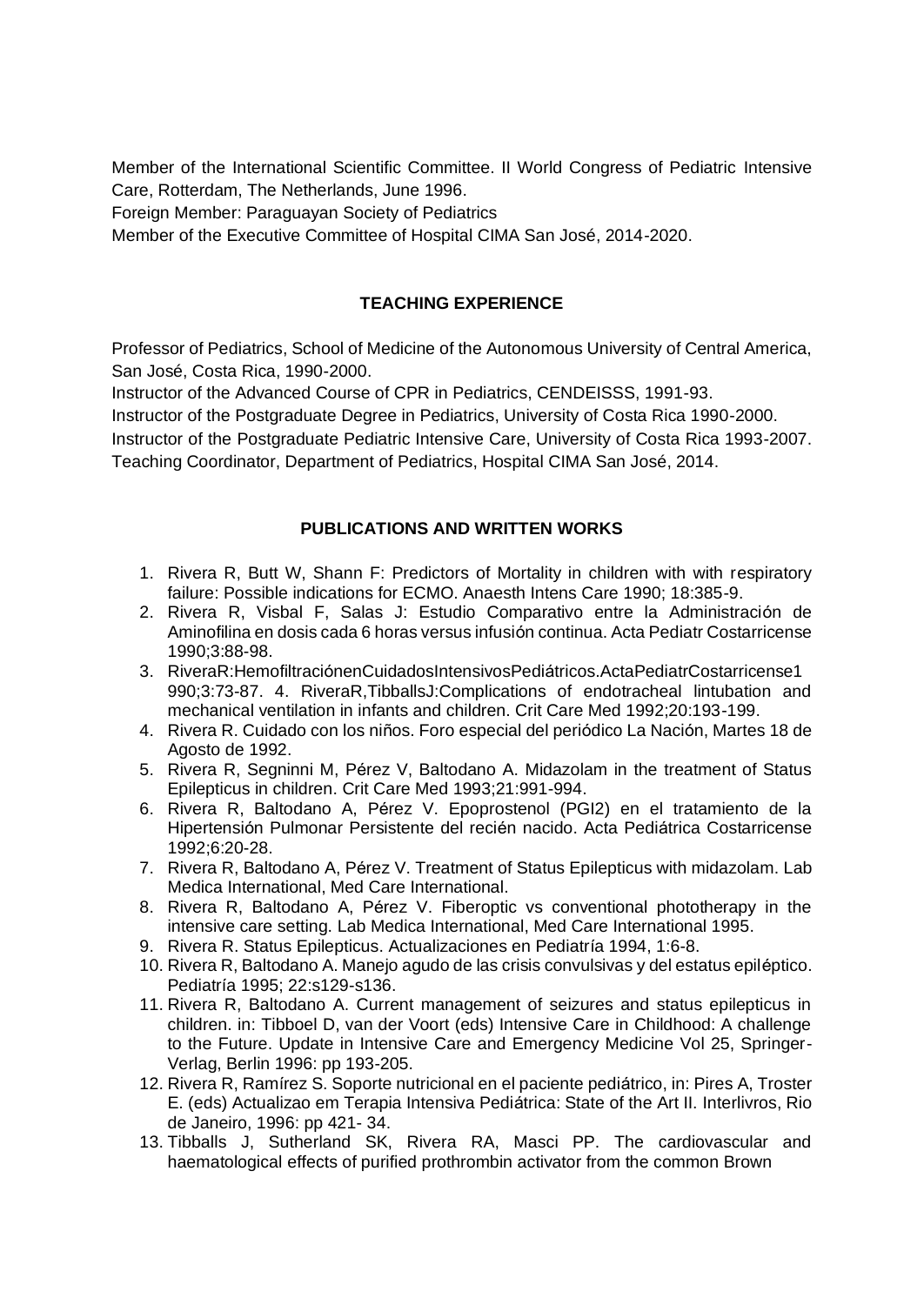Member of the International Scientific Committee. II World Congress of Pediatric Intensive Care, Rotterdam, The Netherlands, June 1996.
Foreign Member: Paraguayan Society of Pediatrics
Member of the Executive Committee of Hospital CIMA San José, 2014-2020.

## TEACHING EXPERIENCE

Professor of Pediatrics, School of Medicine of the Autonomous University of Central America, San José, Costa Rica, 1990-2000.
Instructor of the Advanced Course of CPR in Pediatrics, CENDEISSS, 1991-93.
Instructor of the Postgraduate Degree in Pediatrics, University of Costa Rica 1990-2000.
Instructor of the Postgraduate Pediatric Intensive Care, University of Costa Rica 1993-2007.
Teaching Coordinator, Department of Pediatrics, Hospital CIMA San José, 2014.

## PUBLICATIONS AND WRITTEN WORKS

1. Rivera R, Butt W, Shann F: Predictors of Mortality in children with with respiratory failure: Possible indications for ECMO. Anaesth Intens Care 1990; 18:385-9.
2. Rivera R, Visbal F, Salas J: Estudio Comparativo entre la Administración de Aminofilina en dosis cada 6 horas versus infusión continua. Acta Pediatr Costarricense 1990;3:88-98.
3. RiveraR:HemofiltraciónenCuidadosIntensivosPediátricos.ActaPediatrCostarricense1 990;3:73-87. 4. RiveraR,TibballsJ:Complications of endotracheal lintubation and mechanical ventilation in infants and children. Crit Care Med 1992;20:193-199.
4. Rivera R. Cuidado con los niños. Foro especial del periódico La Nación, Martes 18 de Agosto de 1992.
5. Rivera R, Segninni M, Pérez V, Baltodano A. Midazolam in the treatment of Status Epilepticus in children. Crit Care Med 1993;21:991-994.
6. Rivera R, Baltodano A, Pérez V. Epoprostenol (PGI2) en el tratamiento de la Hipertensión Pulmonar Persistente del recién nacido. Acta Pediátrica Costarricense 1992;6:20-28.
7. Rivera R, Baltodano A, Pérez V. Treatment of Status Epilepticus with midazolam. Lab Medica International, Med Care International.
8. Rivera R, Baltodano A, Pérez V. Fiberoptic vs conventional phototherapy in the intensive care setting. Lab Medica International, Med Care International 1995.
9. Rivera R. Status Epilepticus. Actualizaciones en Pediatría 1994, 1:6-8.
10. Rivera R, Baltodano A. Manejo agudo de las crisis convulsivas y del estatus epiléptico. Pediatría 1995; 22:s129-s136.
11. Rivera R, Baltodano A. Current management of seizures and status epilepticus in children. in: Tibboel D, van der Voort (eds) Intensive Care in Childhood: A challenge to the Future. Update in Intensive Care and Emergency Medicine Vol 25, Springer-Verlag, Berlin 1996: pp 193-205.
12. Rivera R, Ramírez S. Soporte nutricional en el paciente pediátrico, in: Pires A, Troster E. (eds) Actualizao em Terapia Intensiva Pediátrica: State of the Art II. Interlivros, Rio de Janeiro, 1996: pp 421- 34.
13. Tibballs J, Sutherland SK, Rivera RA, Masci PP. The cardiovascular and haematological effects of purified prothrombin activator from the common Brown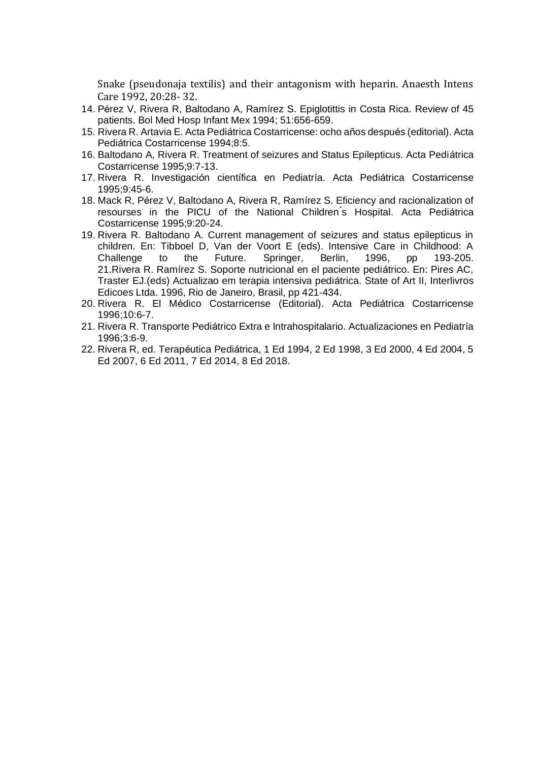Snake (pseudonaja textilis) and their antagonism with heparin. Anaesth Intens Care 1992, 20:28- 32.

14. Pérez V, Rivera R, Baltodano A, Ramírez S. Epiglotittis in Costa Rica. Review of 45 patients. Bol Med Hosp Infant Mex 1994; 51:656-659.
15. Rivera R. Artavia E. Acta Pediátrica Costarricense: ocho años después (editorial). Acta Pediátrica Costarricense 1994;8:5.
16. Baltodano A, Rivera R. Treatment of seizures and Status Epilepticus. Acta Pediátrica Costarricense 1995;9:7-13.
17. Rivera R. Investigación científica en Pediatría. Acta Pediátrica Costarricense 1995;9:45-6.
18. Mack R, Pérez V, Baltodano A, Rivera R, Ramírez S. Eficiency and racionalization of resourses in the PICU of the National Children´s Hospital. Acta Pediátrica Costarricense 1995;9:20-24.
19. Rivera R. Baltodano A. Current management of seizures and status epilepticus in children. En: Tibboel D, Van der Voort E (eds). Intensive Care in Childhood: A Challenge to the Future. Springer, Berlin, 1996, pp 193-205. 21.Rivera R. Ramírez S. Soporte nutricional en el paciente pediátrico. En: Pires AC, Traster EJ.(eds) Actualizao em terapia intensiva pediátrica. State of Art II, Interlivros Edicoes Ltda. 1996, Rio de Janeiro, Brasil, pp 421-434.
20. Rivera R. El Médico Costarricense (Editorial). Acta Pediátrica Costarricense 1996;10:6-7.
21. Rivera R. Transporte Pediátrico Extra e Intrahospitalario. Actualizaciones en Pediatría 1996;3:6-9.
22. Rivera R, ed. Terapéutica Pediátrica, 1 Ed 1994, 2 Ed 1998, 3 Ed 2000, 4 Ed 2004, 5 Ed 2007, 6 Ed 2011, 7 Ed 2014, 8 Ed 2018.